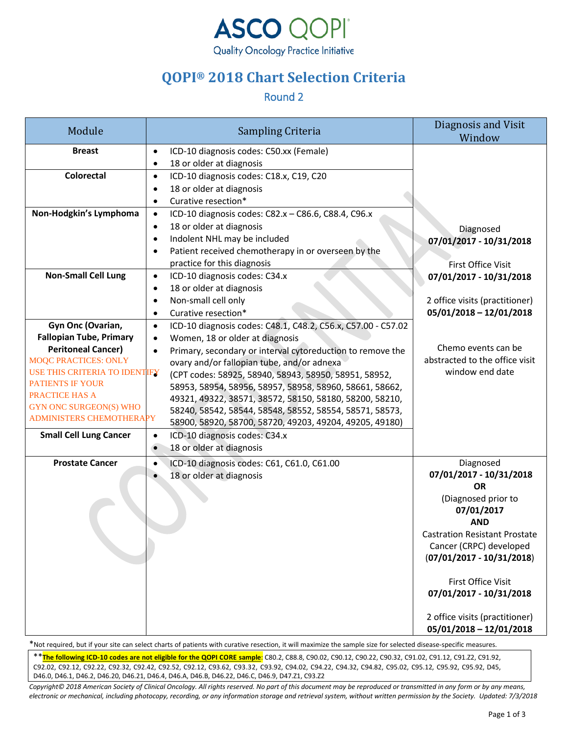# QOPI® 2018 Chart Selection Criteria

## Round 2

| Module | Sampling Criteria | Diagnosis and Visit Window |
|---|---|---|
| **Breast** | • ICD-10 diagnosis codes: C50.xx (Female)<br>• 18 or older at diagnosis | Diagnosed **07/01/2017 - 10/31/2018**<br><br>First Office Visit **07/01/2017 - 10/31/2018**<br><br>2 office visits (practitioner) **05/01/2018 – 12/01/2018**<br><br>Chemo events can be abstracted to the office visit window end date |
| **Colorectal** | • ICD-10 diagnosis codes: C18.x, C19, C20<br>• 18 or older at diagnosis<br>• Curative resection* | |
| **Non-Hodgkin's Lymphoma** | • ICD-10 diagnosis codes: C82.x – C86.6, C88.4, C96.x<br>• 18 or older at diagnosis<br>• Indolent NHL may be included<br>• Patient received chemotherapy in or overseen by the practice for this diagnosis | |
| **Non-Small Cell Lung** | • ICD-10 diagnosis codes: C34.x<br>• 18 or older at diagnosis<br>• Non-small cell only<br>• Curative resection* | |
| **Gyn Onc (Ovarian, Fallopian Tube, Primary Peritoneal Cancer)**<br>MOQC PRACTICES: ONLY USE THIS CRITERIA TO IDENTIFY PATIENTS IF YOUR PRACTICE HAS A GYN ONC SURGEON(S) WHO ADMINISTERS CHEMOTHERAPY | • ICD-10 diagnosis codes: C48.1, C48.2, C56.x, C57.00 - C57.02<br>• Women, 18 or older at diagnosis<br>• Primary, secondary or interval cytoreduction to remove the ovary and/or fallopian tube, and/or adnexa<br>• (CPT codes: 58925, 58940, 58943, 58950, 58951, 58952, 58953, 58954, 58956, 58957, 58958, 58960, 58661, 58662, 49321, 49322, 38571, 38572, 58150, 58180, 58200, 58210, 58240, 58542, 58544, 58548, 58552, 58554, 58571, 58573, 58900, 58920, 58700, 58720, 49203, 49204, 49205, 49180) | |
| **Small Cell Lung Cancer** | • ICD-10 diagnosis codes: C34.x<br>• 18 or older at diagnosis | |
| **Prostate Cancer** | • ICD-10 diagnosis codes: C61, C61.0, C61.00<br>• 18 or older at diagnosis | Diagnosed **07/01/2017 - 10/31/2018**<br>**OR**<br>(Diagnosed prior to **07/01/2017**<br>**AND**<br>Castration Resistant Prostate Cancer (CRPC) developed (**07/01/2017 - 10/31/2018**)<br><br>First Office Visit **07/01/2017 - 10/31/2018**<br><br>2 office visits (practitioner) **05/01/2018 – 12/01/2018** |

*Not required, but if your site can select charts of patients with curative resection, it will maximize the sample size for selected disease-specific measures.

**<u>**The following ICD-10 codes are not eligible for the QOPI CORE sample**</u>: C80.2, C88.8, C90.02, C90.12, C90.22, C90.32, C91.02, C91.12, C91.Z2, C91.92, C92.02, C92.12, C92.22, C92.32, C92.42, C92.52, C92.12, C93.62, C93.32, C93.92, C94.02, C94.22, C94.32, C94.82, C95.02, C95.12, C95.92, C95.92, D45, D46.0, D46.1, D46.2, D46.20, D46.21, D46.4, D46.A, D46.B, D46.22, D46.C, D46.9, D47.Z1, C93.Z2

*Copyright© 2018 American Society of Clinical Oncology. All rights reserved. No part of this document may be reproduced or transmitted in any form or by any means, electronic or mechanical, including photocopy, recording, or any information storage and retrieval system, without written permission by the Society. Updated: 7/3/2018*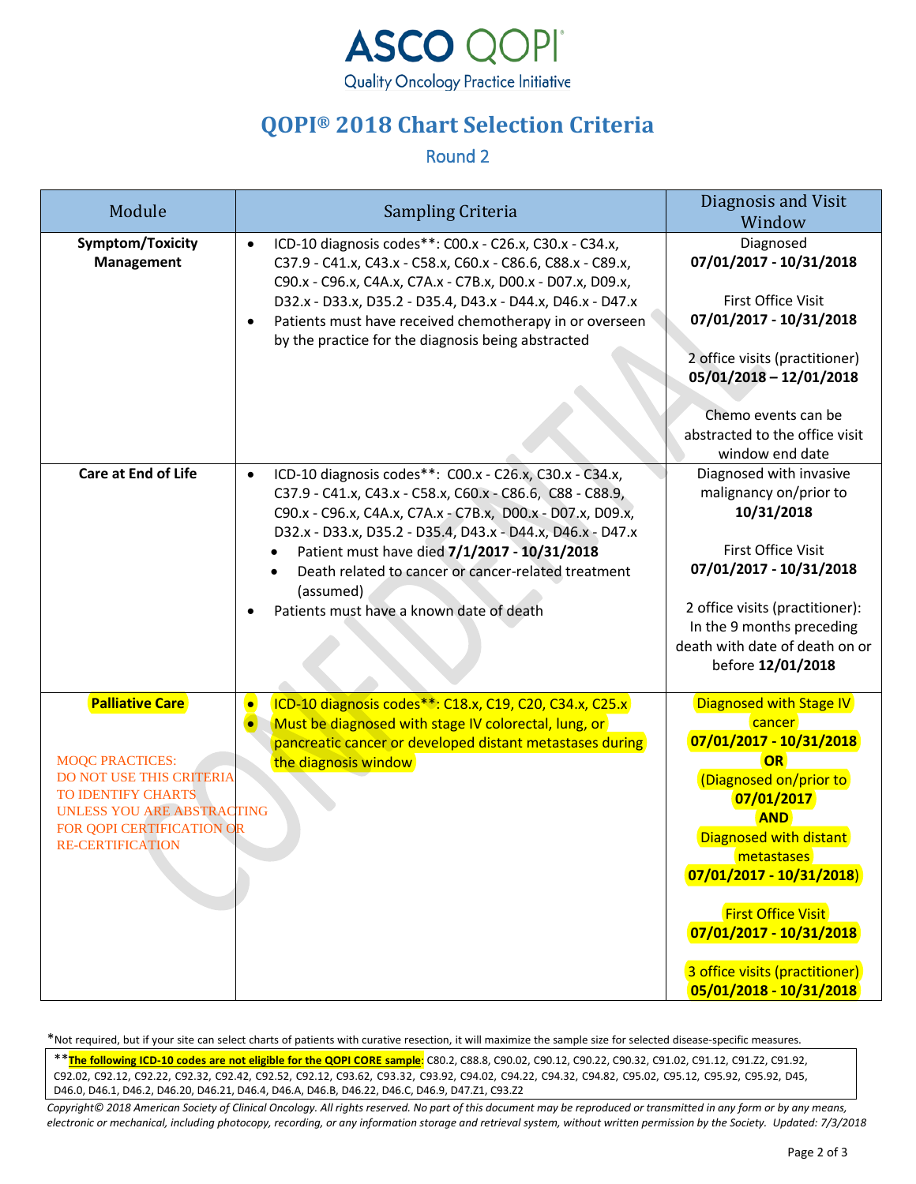# QOPI® 2018 Chart Selection Criteria

## Round 2

| Module | Sampling Criteria | Diagnosis and Visit Window |
|---|---|---|
| **Symptom/Toxicity Management** | • ICD-10 diagnosis codes**: C00.x - C26.x, C30.x - C34.x, C37.9 - C41.x, C43.x - C58.x, C60.x - C86.6, C88.x - C89.x, C90.x - C96.x, C4A.x, C7A.x - C7B.x, D00.x - D07.x, D09.x, D32.x - D33.x, D35.2 - D35.4, D43.x - D44.x, D46.x - D47.x<br>• Patients must have received chemotherapy in or overseen by the practice for the diagnosis being abstracted | Diagnosed **07/01/2017 - 10/31/2018**<br><br>First Office Visit **07/01/2017 - 10/31/2018**<br><br>2 office visits (practitioner) **05/01/2018 – 12/01/2018**<br><br>Chemo events can be abstracted to the office visit window end date |
| **Care at End of Life** | • ICD-10 diagnosis codes**: C00.x - C26.x, C30.x - C34.x, C37.9 - C41.x, C43.x - C58.x, C60.x - C86.6, C88 - C88.9, C90.x - C96.x, C4A.x, C7A.x - C7B.x, D00.x - D07.x, D09.x, D32.x - D33.x, D35.2 - D35.4, D43.x - D44.x, D46.x - D47.x<br>  ◦ Patient must have died **7/1/2017 - 10/31/2018**<br>  ◦ Death related to cancer or cancer-related treatment (assumed)<br>• Patients must have a known date of death | Diagnosed with invasive malignancy on/prior to **10/31/2018**<br><br>First Office Visit **07/01/2017 - 10/31/2018**<br><br>2 office visits (practitioner): In the 9 months preceding death with date of death on or before **12/01/2018** |
| **Palliative Care**<br><br>MOQC PRACTICES: DO NOT USE THIS CRITERIA TO IDENTIFY CHARTS UNLESS YOU ARE ABSTRACTING FOR QOPI CERTIFICATION OR RE-CERTIFICATION | • ICD-10 diagnosis codes**: C18.x, C19, C20, C34.x, C25.x<br>• Must be diagnosed with stage IV colorectal, lung, or pancreatic cancer or developed distant metastases during the diagnosis window | Diagnosed with Stage IV cancer **07/01/2017 - 10/31/2018**<br>**OR**<br>(Diagnosed on/prior to **07/01/2017**<br>**AND**<br>Diagnosed with distant metastases **07/01/2017 - 10/31/2018**)<br><br>First Office Visit **07/01/2017 - 10/31/2018**<br><br>3 office visits (practitioner) **05/01/2018 - 10/31/2018** |

*Not required, but if your site can select charts of patients with curative resection, it will maximize the sample size for selected disease-specific measures.

**__The following ICD-10 codes are not eligible for the QOPI CORE sample__: C80.2, C88.8, C90.02, C90.12, C90.22, C90.32, C91.02, C91.12, C91.Z2, C91.92, C92.02, C92.12, C92.22, C92.32, C92.42, C92.52, C92.12, C93.62, C93.32, C93.92, C94.02, C94.22, C94.32, C94.82, C95.02, C95.12, C95.92, C95.92, D45, D46.0, D46.1, D46.2, D46.20, D46.21, D46.4, D46.A, D46.B, D46.22, D46.C, D46.9, D47.Z1, C93.Z2

*Copyright© 2018 American Society of Clinical Oncology. All rights reserved. No part of this document may be reproduced or transmitted in any form or by any means, electronic or mechanical, including photocopy, recording, or any information storage and retrieval system, without written permission by the Society. Updated: 7/3/2018*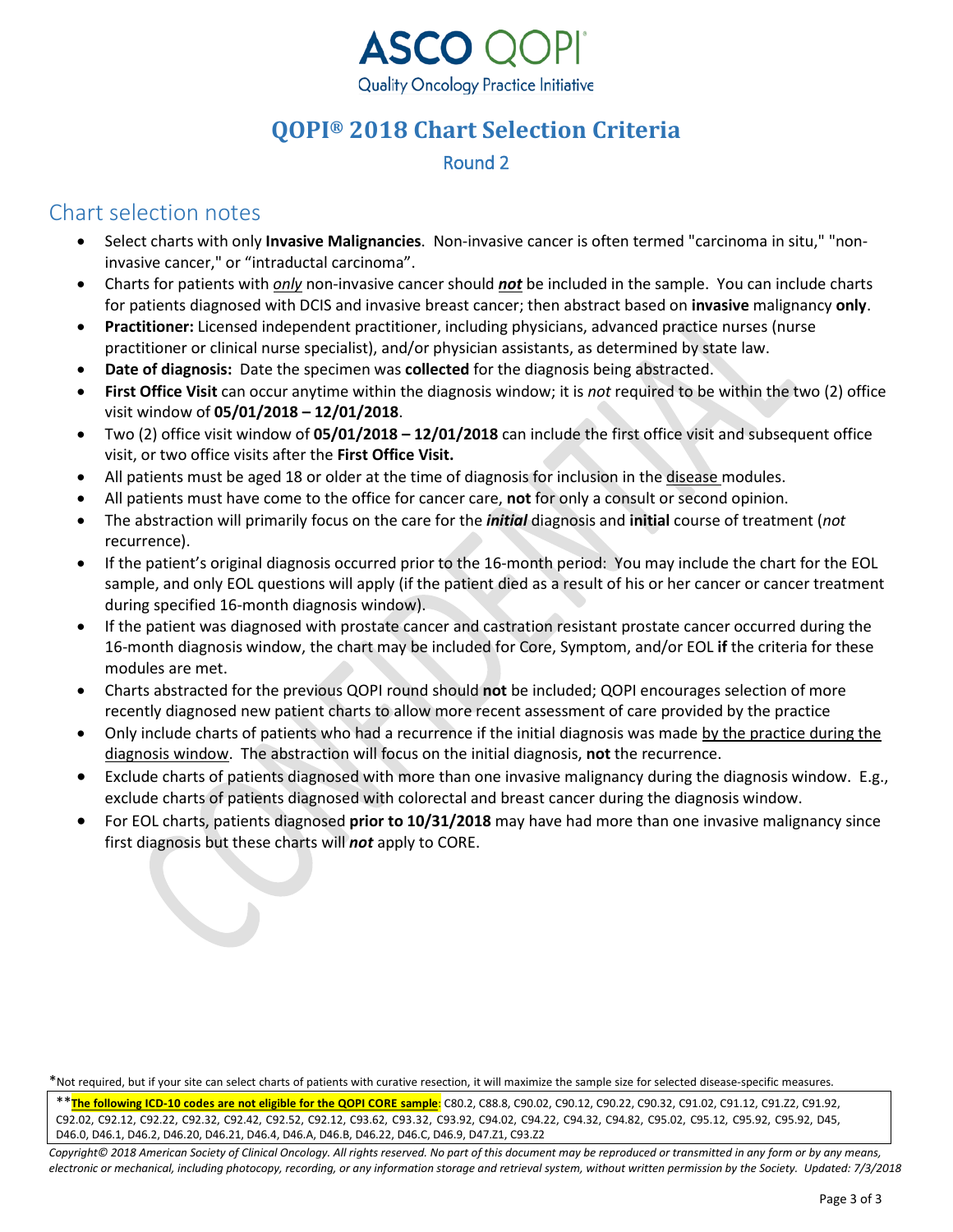# QOPI® 2018 Chart Selection Criteria

Round 2

## Chart selection notes

- Select charts with only **Invasive Malignancies**. Non-invasive cancer is often termed "carcinoma in situ," "non-invasive cancer," or "intraductal carcinoma".
- Charts for patients with _only_ non-invasive cancer should ***not*** be included in the sample. You can include charts for patients diagnosed with DCIS and invasive breast cancer; then abstract based on **invasive** malignancy **only**.
- **Practitioner:** Licensed independent practitioner, including physicians, advanced practice nurses (nurse practitioner or clinical nurse specialist), and/or physician assistants, as determined by state law.
- **Date of diagnosis:** Date the specimen was **collected** for the diagnosis being abstracted.
- **First Office Visit** can occur anytime within the diagnosis window; it is *not* required to be within the two (2) office visit window of **05/01/2018 – 12/01/2018**.
- Two (2) office visit window of **05/01/2018 – 12/01/2018** can include the first office visit and subsequent office visit, or two office visits after the **First Office Visit.**
- All patients must be aged 18 or older at the time of diagnosis for inclusion in the disease modules.
- All patients must have come to the office for cancer care, **not** for only a consult or second opinion.
- The abstraction will primarily focus on the care for the ***initial*** diagnosis and **initial** course of treatment (*not* recurrence).
- If the patient's original diagnosis occurred prior to the 16-month period: You may include the chart for the EOL sample, and only EOL questions will apply (if the patient died as a result of his or her cancer or cancer treatment during specified 16-month diagnosis window).
- If the patient was diagnosed with prostate cancer and castration resistant prostate cancer occurred during the 16-month diagnosis window, the chart may be included for Core, Symptom, and/or EOL **if** the criteria for these modules are met.
- Charts abstracted for the previous QOPI round should **not** be included; QOPI encourages selection of more recently diagnosed new patient charts to allow more recent assessment of care provided by the practice
- Only include charts of patients who had a recurrence if the initial diagnosis was made by the practice during the diagnosis window. The abstraction will focus on the initial diagnosis, **not** the recurrence.
- Exclude charts of patients diagnosed with more than one invasive malignancy during the diagnosis window. E.g., exclude charts of patients diagnosed with colorectal and breast cancer during the diagnosis window.
- For EOL charts, patients diagnosed **prior to 10/31/2018** may have had more than one invasive malignancy since first diagnosis but these charts will ***not*** apply to CORE.

*Not required, but if your site can select charts of patients with curative resection, it will maximize the sample size for selected disease-specific measures.

**__**The following ICD-10 codes are not eligible for the QOPI CORE sample**__: C80.2, C88.8, C90.02, C90.12, C90.22, C90.32, C91.02, C91.12, C91.Z2, C91.92, C92.02, C92.12, C92.22, C92.32, C92.42, C92.52, C92.12, C93.62, C93.32, C93.92, C94.02, C94.22, C94.32, C94.82, C95.02, C95.12, C95.92, C95.92, D45, D46.0, D46.1, D46.2, D46.20, D46.21, D46.4, D46.A, D46.B, D46.22, D46.C, D46.9, D47.Z1, C93.Z2

*Copyright© 2018 American Society of Clinical Oncology. All rights reserved. No part of this document may be reproduced or transmitted in any form or by any means, electronic or mechanical, including photocopy, recording, or any information storage and retrieval system, without written permission by the Society. Updated: 7/3/2018*